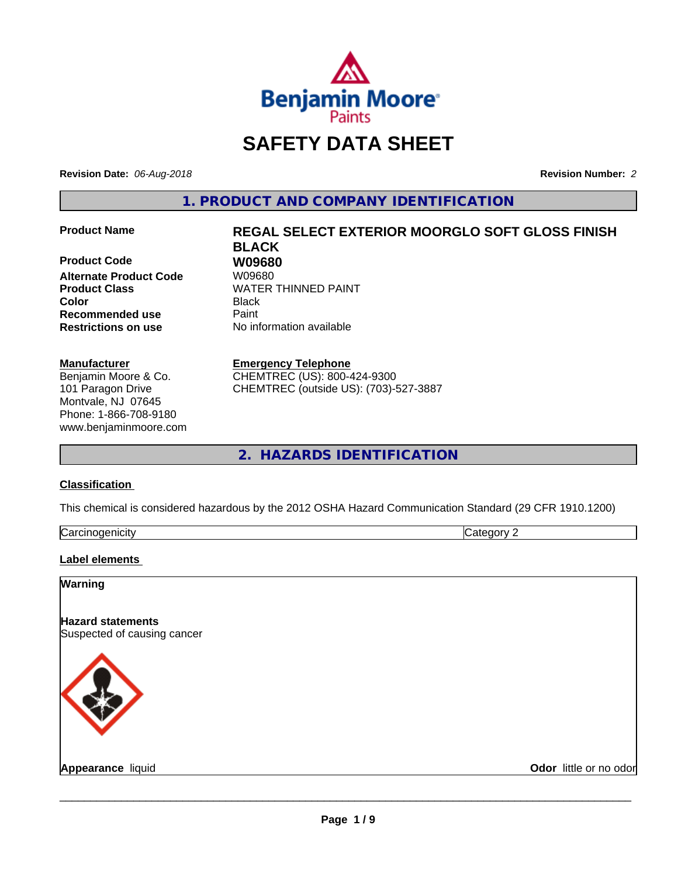# SAFETY DATA SHEET

**Revision Date:** *06-Aug-2018* **Revision Number:** *2*

## 1. PRODUCT AND COMPANY IDENTIFICATION

| | |
|---|---|
| **Product Name** | **REGAL SELECT EXTERIOR MOORGLO SOFT GLOSS FINISH BLACK** |
| **Product Code** | **W09680** |
| **Alternate Product Code** | W09680 |
| **Product Class** | WATER THINNED PAINT |
| **Color** | Black |
| **Recommended use** | Paint |
| **Restrictions on use** | No information available |

**Manufacturer**
Benjamin Moore & Co.
101 Paragon Drive
Montvale, NJ 07645
Phone: 1-866-708-9180
www.benjaminmoore.com

**Emergency Telephone**
CHEMTREC (US): 800-424-9300
CHEMTREC (outside US): (703)-527-3887

## 2. HAZARDS IDENTIFICATION

**Classification**

This chemical is considered hazardous by the 2012 OSHA Hazard Communication Standard (29 CFR 1910.1200)

| Carcinogenicity | Category 2 |
|---|---|

**Label elements**

**Warning**

**Hazard statements**
Suspected of causing cancer

**Appearance** liquid **Odor** little or no odor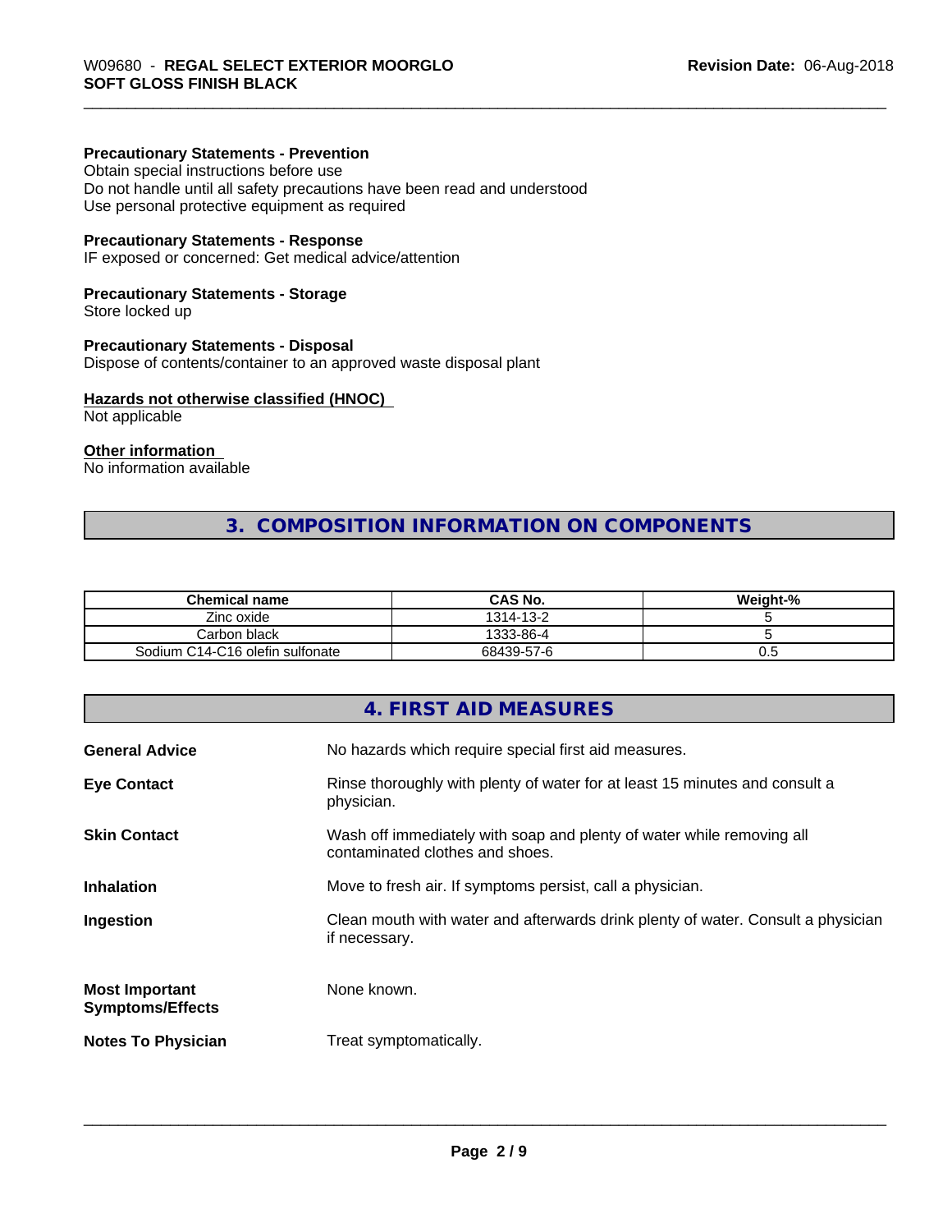**Precautionary Statements - Prevention**

Obtain special instructions before use
Do not handle until all safety precautions have been read and understood
Use personal protective equipment as required

**Precautionary Statements - Response**

IF exposed or concerned: Get medical advice/attention

**Precautionary Statements - Storage**

Store locked up

**Precautionary Statements - Disposal**

Dispose of contents/container to an approved waste disposal plant

**Hazards not otherwise classified (HNOC)**

Not applicable

**Other information**

No information available

## 3. COMPOSITION INFORMATION ON COMPONENTS

| Chemical name | CAS No. | Weight-% |
|---|---|---|
| Zinc oxide | 1314-13-2 | 5 |
| Carbon black | 1333-86-4 | 5 |
| Sodium C14-C16 olefin sulfonate | 68439-57-6 | 0.5 |

## 4. FIRST AID MEASURES

**General Advice** No hazards which require special first aid measures.

**Eye Contact** Rinse thoroughly with plenty of water for at least 15 minutes and consult a physician.

**Skin Contact** Wash off immediately with soap and plenty of water while removing all contaminated clothes and shoes.

**Inhalation** Move to fresh air. If symptoms persist, call a physician.

**Ingestion** Clean mouth with water and afterwards drink plenty of water. Consult a physician if necessary.

**Most Important Symptoms/Effects** None known.

**Notes To Physician** Treat symptomatically.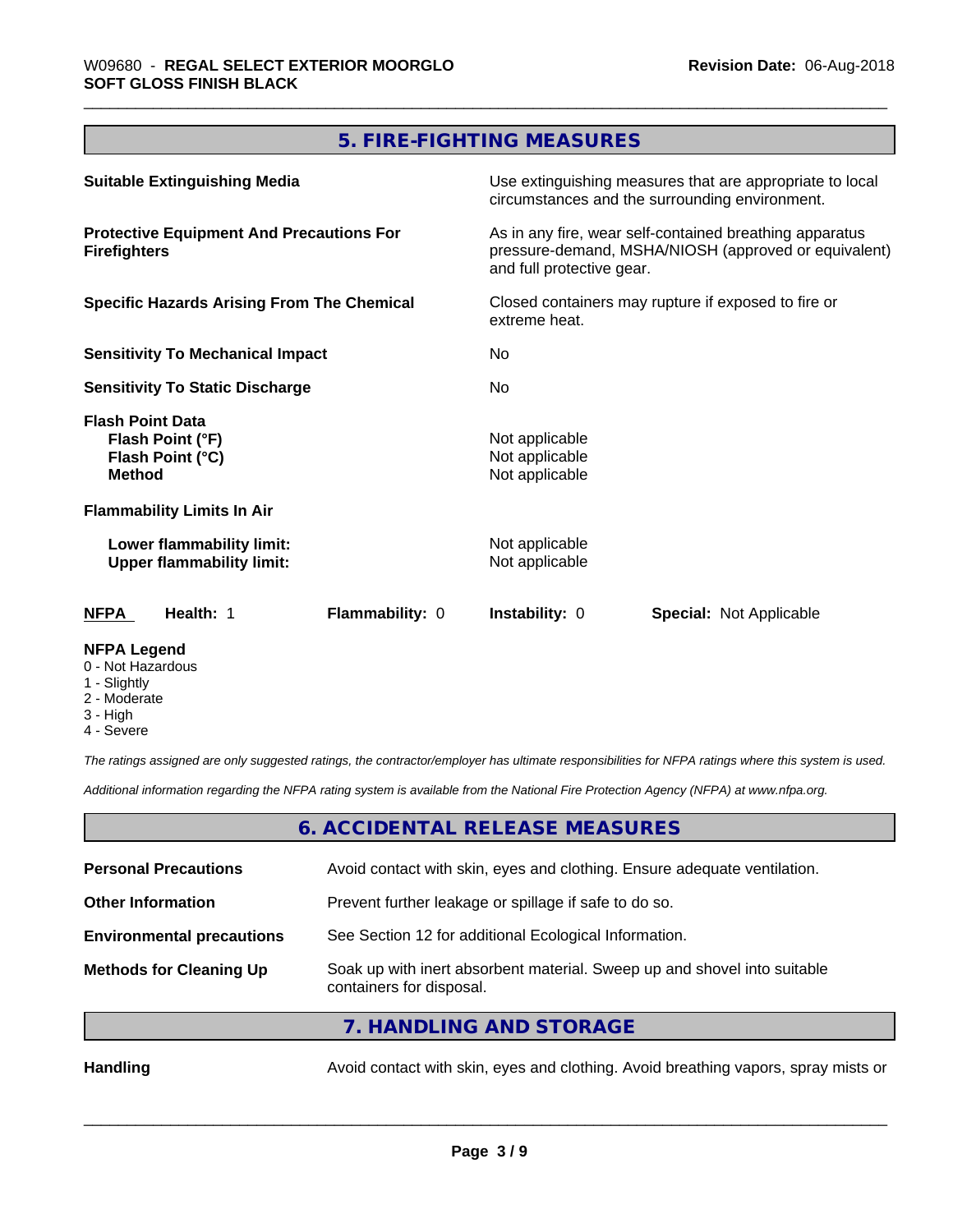## 5. FIRE-FIGHTING MEASURES

| | |
|---|---|
| **Suitable Extinguishing Media** | Use extinguishing measures that are appropriate to local circumstances and the surrounding environment. |
| **Protective Equipment And Precautions For Firefighters** | As in any fire, wear self-contained breathing apparatus pressure-demand, MSHA/NIOSH (approved or equivalent) and full protective gear. |
| **Specific Hazards Arising From The Chemical** | Closed containers may rupture if exposed to fire or extreme heat. |
| **Sensitivity To Mechanical Impact** | No |
| **Sensitivity To Static Discharge** | No |

**Flash Point Data**

| | |
|---|---|
| **Flash Point (°F)** | Not applicable |
| **Flash Point (°C)** | Not applicable |
| **Method** | Not applicable |

**Flammability Limits In Air**

| | |
|---|---|
| **Lower flammability limit:** | Not applicable |
| **Upper flammability limit:** | Not applicable |

| NFPA | Health: 1 | Flammability: 0 | Instability: 0 | Special: Not Applicable |
|---|---|---|---|---|

**NFPA Legend**
- 0 - Not Hazardous
- 1 - Slightly
- 2 - Moderate
- 3 - High
- 4 - Severe

*The ratings assigned are only suggested ratings, the contractor/employer has ultimate responsibilities for NFPA ratings where this system is used.*

*Additional information regarding the NFPA rating system is available from the National Fire Protection Agency (NFPA) at www.nfpa.org.*

## 6. ACCIDENTAL RELEASE MEASURES

| | |
|---|---|
| **Personal Precautions** | Avoid contact with skin, eyes and clothing. Ensure adequate ventilation. |
| **Other Information** | Prevent further leakage or spillage if safe to do so. |
| **Environmental precautions** | See Section 12 for additional Ecological Information. |
| **Methods for Cleaning Up** | Soak up with inert absorbent material. Sweep up and shovel into suitable containers for disposal. |

## 7. HANDLING AND STORAGE

| | |
|---|---|
| **Handling** | Avoid contact with skin, eyes and clothing. Avoid breathing vapors, spray mists or |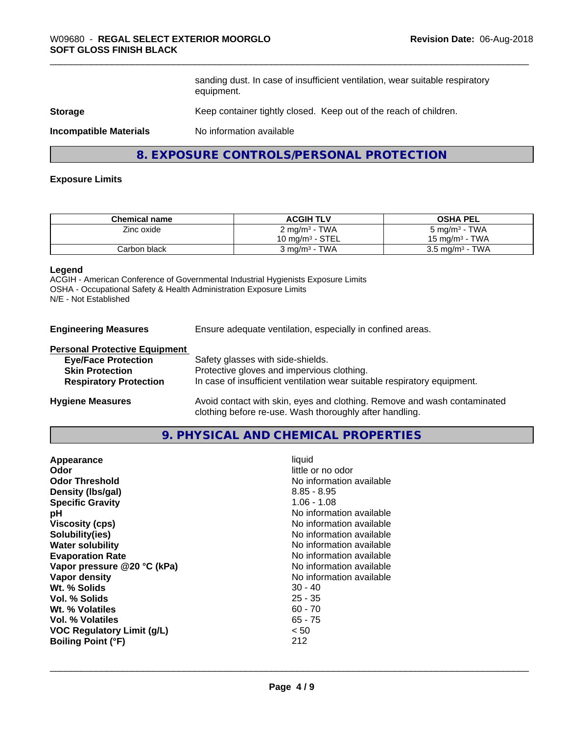sanding dust. In case of insufficient ventilation, wear suitable respiratory equipment.

**Storage** Keep container tightly closed. Keep out of the reach of children.

**Incompatible Materials** No information available

## 8. EXPOSURE CONTROLS/PERSONAL PROTECTION

**Exposure Limits**

| Chemical name | ACGIH TLV | OSHA PEL |
|---|---|---|
| Zinc oxide | 2 mg/m³ - TWA<br>10 mg/m³ - STEL | 5 mg/m³ - TWA<br>15 mg/m³ - TWA |
| Carbon black | 3 mg/m³ - TWA | 3.5 mg/m³ - TWA |

**Legend**
ACGIH - American Conference of Governmental Industrial Hygienists Exposure Limits
OSHA - Occupational Safety & Health Administration Exposure Limits
N/E - Not Established

**Engineering Measures** Ensure adequate ventilation, especially in confined areas.

**Personal Protective Equipment**

**Eye/Face Protection** Safety glasses with side-shields.
**Skin Protection** Protective gloves and impervious clothing.
**Respiratory Protection** In case of insufficient ventilation wear suitable respiratory equipment.

**Hygiene Measures** Avoid contact with skin, eyes and clothing. Remove and wash contaminated clothing before re-use. Wash thoroughly after handling.

## 9. PHYSICAL AND CHEMICAL PROPERTIES

| | |
|---|---|
| **Appearance** | liquid |
| **Odor** | little or no odor |
| **Odor Threshold** | No information available |
| **Density (lbs/gal)** | 8.85 - 8.95 |
| **Specific Gravity** | 1.06 - 1.08 |
| **pH** | No information available |
| **Viscosity (cps)** | No information available |
| **Solubility(ies)** | No information available |
| **Water solubility** | No information available |
| **Evaporation Rate** | No information available |
| **Vapor pressure @20 °C (kPa)** | No information available |
| **Vapor density** | No information available |
| **Wt. % Solids** | 30 - 40 |
| **Vol. % Solids** | 25 - 35 |
| **Wt. % Volatiles** | 60 - 70 |
| **Vol. % Volatiles** | 65 - 75 |
| **VOC Regulatory Limit (g/L)** | < 50 |
| **Boiling Point (°F)** | 212 |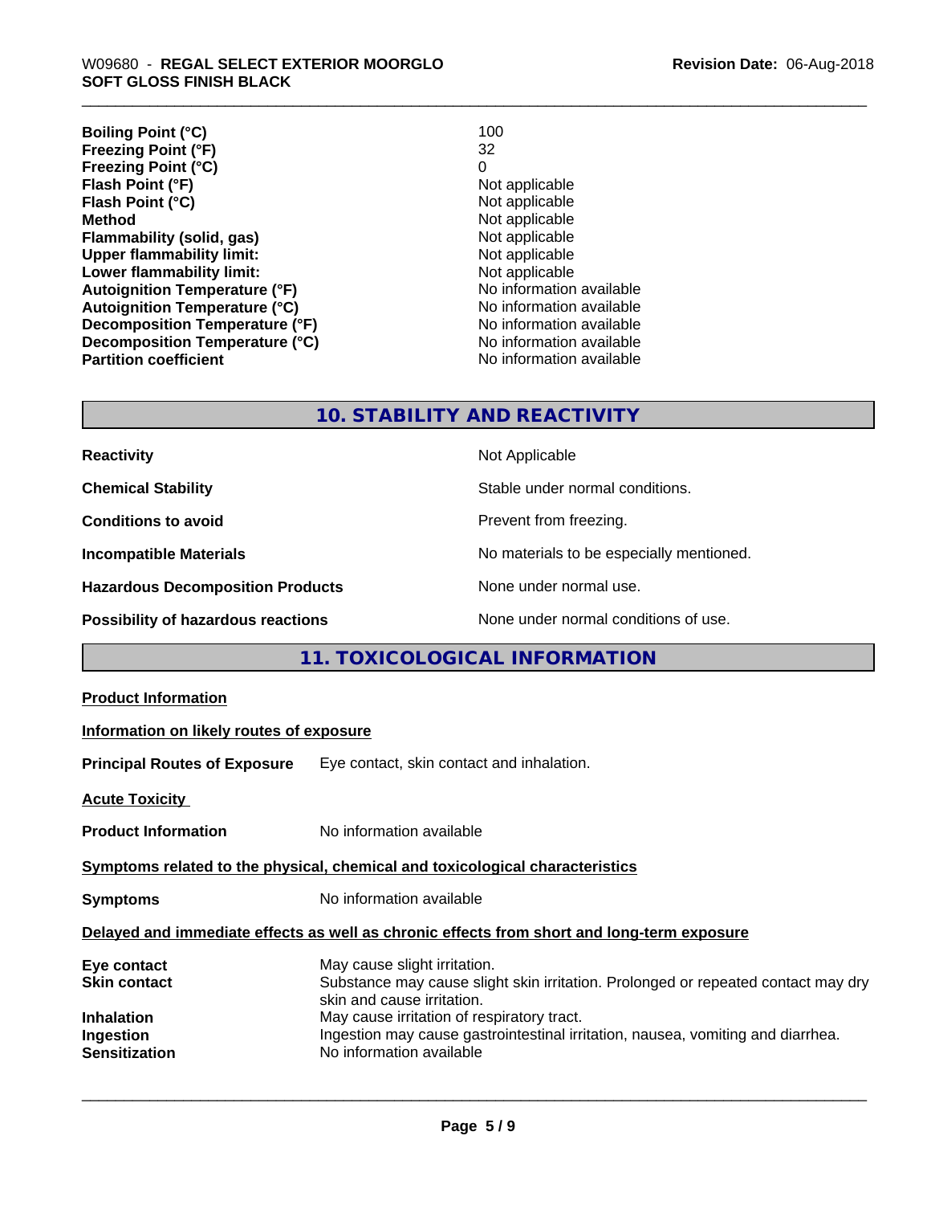| | |
|---|---|
| **Boiling Point (°C)** | 100 |
| **Freezing Point (°F)** | 32 |
| **Freezing Point (°C)** | 0 |
| **Flash Point (°F)** | Not applicable |
| **Flash Point (°C)** | Not applicable |
| **Method** | Not applicable |
| **Flammability (solid, gas)** | Not applicable |
| **Upper flammability limit:** | Not applicable |
| **Lower flammability limit:** | Not applicable |
| **Autoignition Temperature (°F)** | No information available |
| **Autoignition Temperature (°C)** | No information available |
| **Decomposition Temperature (°F)** | No information available |
| **Decomposition Temperature (°C)** | No information available |
| **Partition coefficient** | No information available |

## 10. STABILITY AND REACTIVITY

| | |
|---|---|
| **Reactivity** | Not Applicable |
| **Chemical Stability** | Stable under normal conditions. |
| **Conditions to avoid** | Prevent from freezing. |
| **Incompatible Materials** | No materials to be especially mentioned. |
| **Hazardous Decomposition Products** | None under normal use. |
| **Possibility of hazardous reactions** | None under normal conditions of use. |

## 11. TOXICOLOGICAL INFORMATION

**Product Information**

**Information on likely routes of exposure**

**Principal Routes of Exposure** Eye contact, skin contact and inhalation.

**Acute Toxicity**

**Product Information** No information available

**Symptoms related to the physical, chemical and toxicological characteristics**

**Symptoms** No information available

**Delayed and immediate effects as well as chronic effects from short and long-term exposure**

| | |
|---|---|
| **Eye contact** | May cause slight irritation. |
| **Skin contact** | Substance may cause slight skin irritation. Prolonged or repeated contact may dry skin and cause irritation. |
| **Inhalation** | May cause irritation of respiratory tract. |
| **Ingestion** | Ingestion may cause gastrointestinal irritation, nausea, vomiting and diarrhea. |
| **Sensitization** | No information available |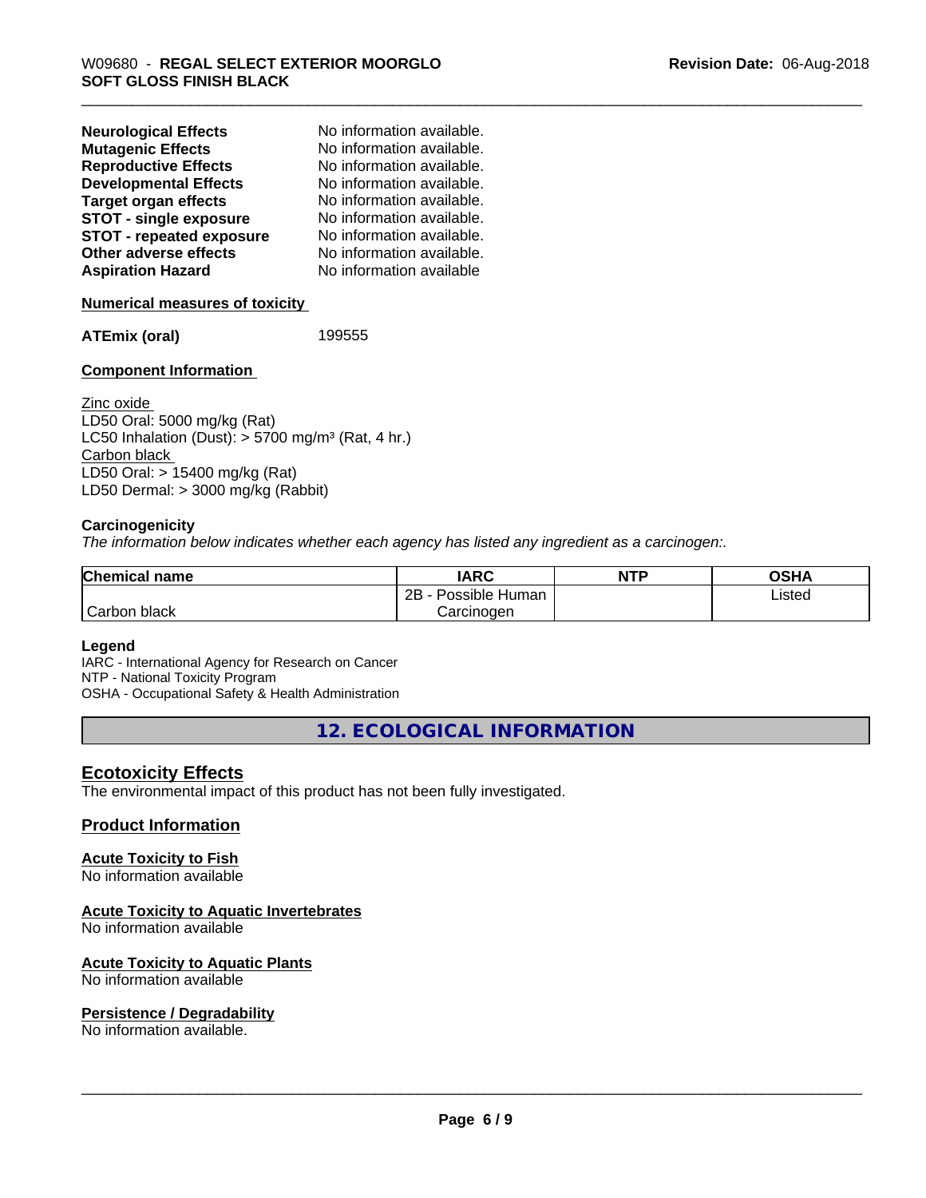| | |
|---|---|
| **Neurological Effects** | No information available. |
| **Mutagenic Effects** | No information available. |
| **Reproductive Effects** | No information available. |
| **Developmental Effects** | No information available. |
| **Target organ effects** | No information available. |
| **STOT - single exposure** | No information available. |
| **STOT - repeated exposure** | No information available. |
| **Other adverse effects** | No information available. |
| **Aspiration Hazard** | No information available |

**Numerical measures of toxicity**

**ATEmix (oral)** 199555

**Component Information**

Zinc oxide
LD50 Oral: 5000 mg/kg (Rat)
LC50 Inhalation (Dust): > 5700 mg/m³ (Rat, 4 hr.)
Carbon black
LD50 Oral: > 15400 mg/kg (Rat)
LD50 Dermal: > 3000 mg/kg (Rabbit)

**Carcinogenicity**

*The information below indicates whether each agency has listed any ingredient as a carcinogen:.*

| Chemical name | IARC | NTP | OSHA |
|---|---|---|---|
| Carbon black | 2B - Possible Human Carcinogen | | Listed |

**Legend**

IARC - International Agency for Research on Cancer
NTP - National Toxicity Program
OSHA - Occupational Safety & Health Administration

## 12. ECOLOGICAL INFORMATION

### Ecotoxicity Effects

The environmental impact of this product has not been fully investigated.

### Product Information

**Acute Toxicity to Fish**
No information available

**Acute Toxicity to Aquatic Invertebrates**
No information available

**Acute Toxicity to Aquatic Plants**
No information available

**Persistence / Degradability**
No information available.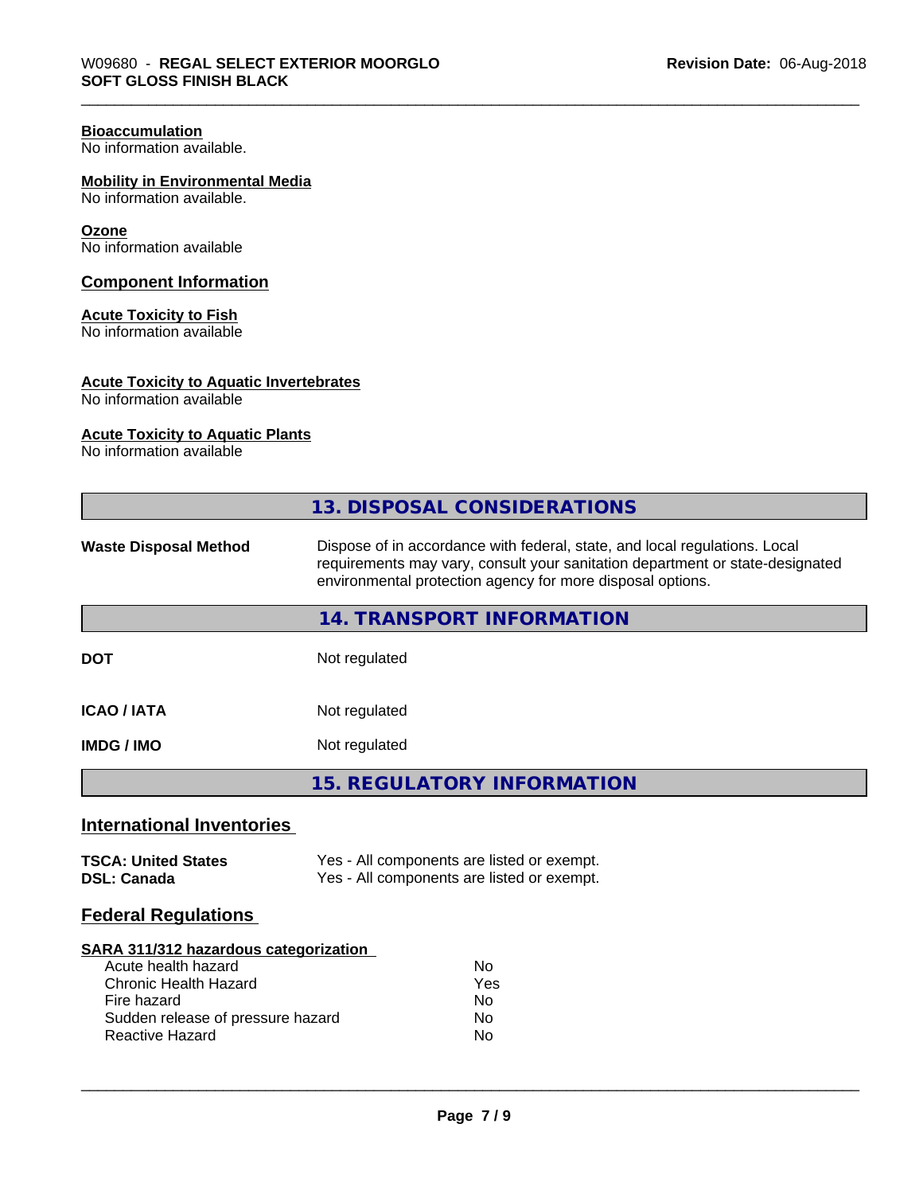### Bioaccumulation
No information available.

### Mobility in Environmental Media
No information available.

### Ozone
No information available

### Component Information

### Acute Toxicity to Fish
No information available

### Acute Toxicity to Aquatic Invertebrates
No information available

### Acute Toxicity to Aquatic Plants
No information available

## 13. DISPOSAL CONSIDERATIONS

| | |
|---|---|
| **Waste Disposal Method** | Dispose of in accordance with federal, state, and local regulations. Local requirements may vary, consult your sanitation department or state-designated environmental protection agency for more disposal options. |

## 14. TRANSPORT INFORMATION

| | |
|---|---|
| **DOT** | Not regulated |
| **ICAO / IATA** | Not regulated |
| **IMDG / IMO** | Not regulated |

## 15. REGULATORY INFORMATION

### International Inventories

| | |
|---|---|
| **TSCA: United States** | Yes - All components are listed or exempt. |
| **DSL: Canada** | Yes - All components are listed or exempt. |

### Federal Regulations

**SARA 311/312 hazardous categorization**

| | |
|---|---|
| Acute health hazard | No |
| Chronic Health Hazard | Yes |
| Fire hazard | No |
| Sudden release of pressure hazard | No |
| Reactive Hazard | No |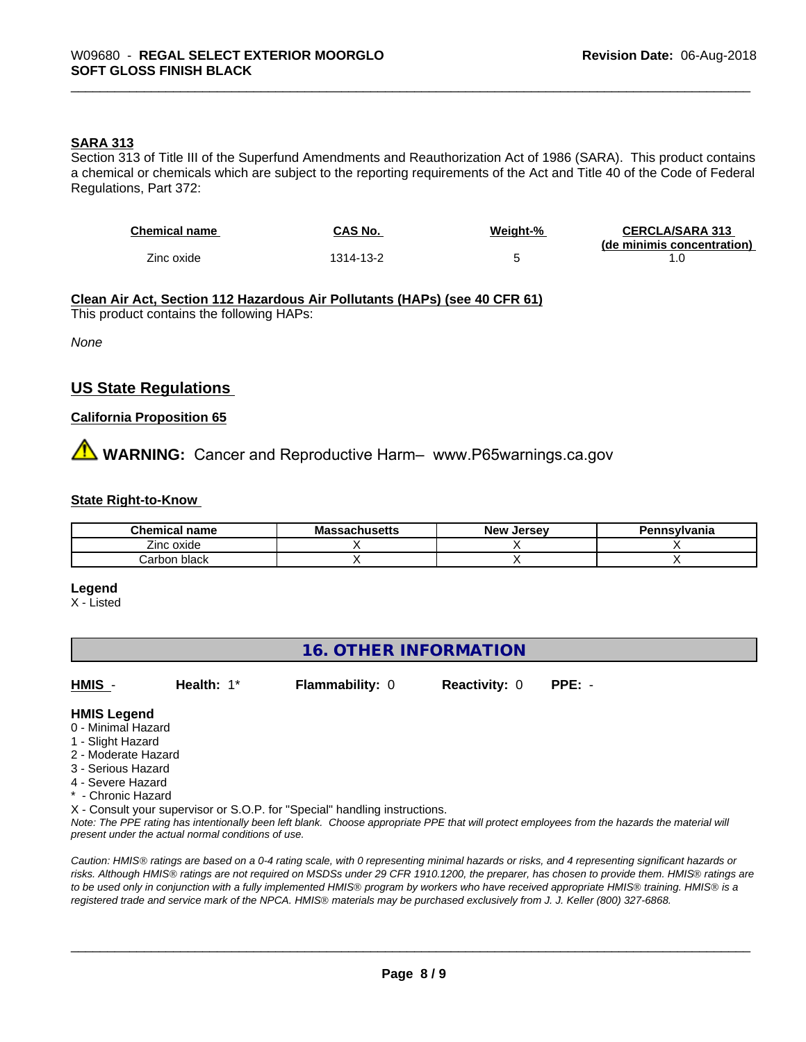**SARA 313**

Section 313 of Title III of the Superfund Amendments and Reauthorization Act of 1986 (SARA). This product contains a chemical or chemicals which are subject to the reporting requirements of the Act and Title 40 of the Code of Federal Regulations, Part 372:

| Chemical name | CAS No. | Weight-% | CERCLA/SARA 313 (de minimis concentration) |
|---|---|---|---|
| Zinc oxide | 1314-13-2 | 5 | 1.0 |

**Clean Air Act, Section 112 Hazardous Air Pollutants (HAPs) (see 40 CFR 61)**

This product contains the following HAPs:

*None*

## US State Regulations

**California Proposition 65**

⚠ **WARNING:** Cancer and Reproductive Harm– www.P65warnings.ca.gov

**State Right-to-Know**

| Chemical name | Massachusetts | New Jersey | Pennsylvania |
|---|---|---|---|
| Zinc oxide | X | X | X |
| Carbon black | X | X | X |

**Legend**

X - Listed

## 16. OTHER INFORMATION

**HMIS** - **Health:** 1* **Flammability:** 0 **Reactivity:** 0 **PPE:** -

**HMIS Legend**

0 - Minimal Hazard
1 - Slight Hazard
2 - Moderate Hazard
3 - Serious Hazard
4 - Severe Hazard
* - Chronic Hazard
X - Consult your supervisor or S.O.P. for "Special" handling instructions.

*Note: The PPE rating has intentionally been left blank. Choose appropriate PPE that will protect employees from the hazards the material will present under the actual normal conditions of use.*

*Caution: HMIS® ratings are based on a 0-4 rating scale, with 0 representing minimal hazards or risks, and 4 representing significant hazards or risks. Although HMIS® ratings are not required on MSDSs under 29 CFR 1910.1200, the preparer, has chosen to provide them. HMIS® ratings are to be used only in conjunction with a fully implemented HMIS® program by workers who have received appropriate HMIS® training. HMIS® is a registered trade and service mark of the NPCA. HMIS® materials may be purchased exclusively from J. J. Keller (800) 327-6868.*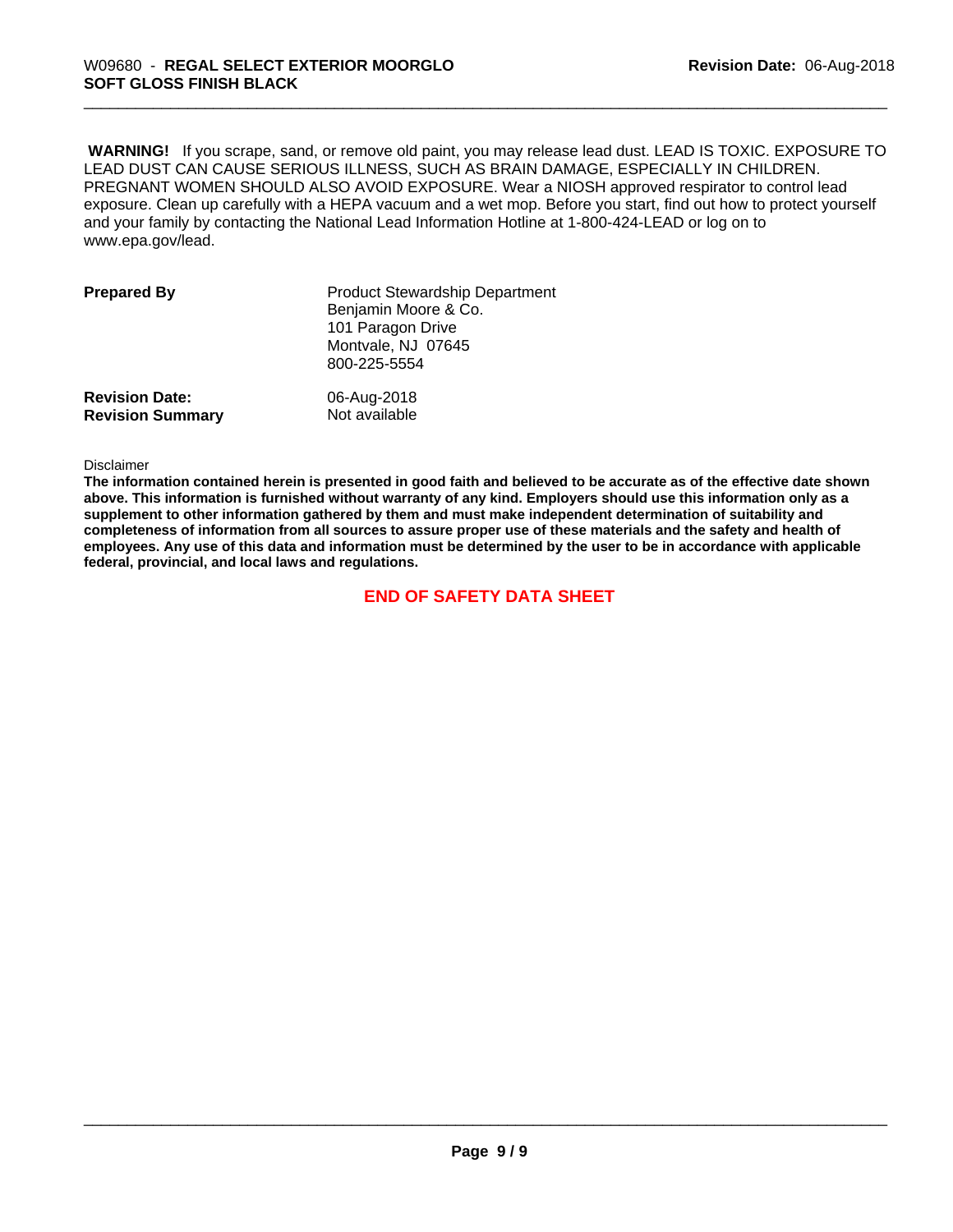**WARNING!** If you scrape, sand, or remove old paint, you may release lead dust. LEAD IS TOXIC. EXPOSURE TO LEAD DUST CAN CAUSE SERIOUS ILLNESS, SUCH AS BRAIN DAMAGE, ESPECIALLY IN CHILDREN. PREGNANT WOMEN SHOULD ALSO AVOID EXPOSURE. Wear a NIOSH approved respirator to control lead exposure. Clean up carefully with a HEPA vacuum and a wet mop. Before you start, find out how to protect yourself and your family by contacting the National Lead Information Hotline at 1-800-424-LEAD or log on to www.epa.gov/lead.

| | |
|---|---|
| **Prepared By** | Product Stewardship Department<br>Benjamin Moore & Co.<br>101 Paragon Drive<br>Montvale, NJ 07645<br>800-225-5554 |
| **Revision Date:** | 06-Aug-2018 |
| **Revision Summary** | Not available |

Disclaimer

**The information contained herein is presented in good faith and believed to be accurate as of the effective date shown above. This information is furnished without warranty of any kind. Employers should use this information only as a supplement to other information gathered by them and must make independent determination of suitability and completeness of information from all sources to assure proper use of these materials and the safety and health of employees. Any use of this data and information must be determined by the user to be in accordance with applicable federal, provincial, and local laws and regulations.**

**END OF SAFETY DATA SHEET**